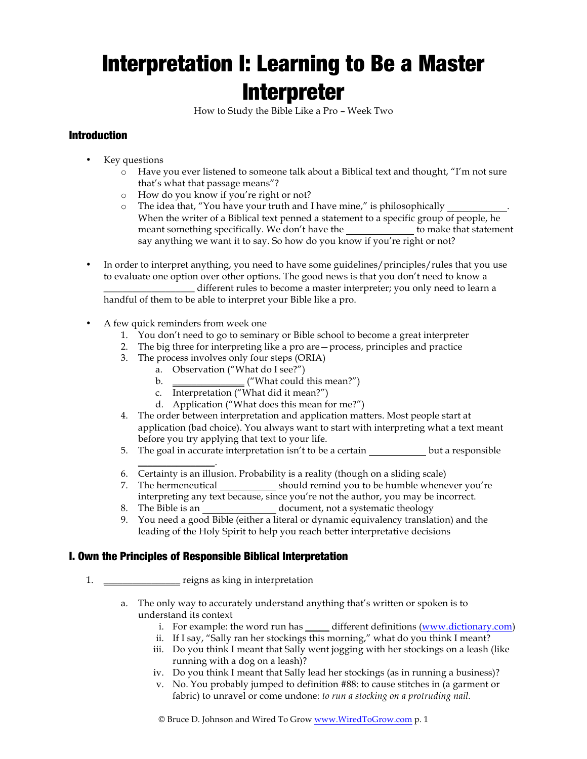# Interpretation I: Learning to Be a Master Interpreter

How to Study the Bible Like a Pro – Week Two

## Introduction

- Key questions
  - Have you ever listened to someone talk about a Biblical text and thought, "I'm not sure that's what that passage means"?
  - How do you know if you're right or not?
  - The idea that, "You have your truth and I have mine," is philosophically ____________. When the writer of a Biblical text penned a statement to a specific group of people, he meant something specifically. We don't have the ______________ to make that statement say anything we want it to say. So how do you know if you're right or not?

- In order to interpret anything, you need to have some guidelines/principles/rules that you use to evaluate one option over other options. The good news is that you don't need to know a __________________ different rules to become a master interpreter; you only need to learn a handful of them to be able to interpret your Bible like a pro.

- A few quick reminders from week one
  1. You don't need to go to seminary or Bible school to become a great interpreter
  2. The big three for interpreting like a pro are—process, principles and practice
  3. The process involves only four steps (ORIA)
     a. Observation ("What do I see?")
     b. ______________ ("What could this mean?")
     c. Interpretation ("What did it mean?")
     d. Application ("What does this mean for me?")
  4. The order between interpretation and application matters. Most people start at application (bad choice). You always want to start with interpreting what a text meant before you try applying that text to your life.
  5. The goal in accurate interpretation isn't to be a certain ___________ but a responsible _______________.
  6. Certainty is an illusion. Probability is a reality (though on a sliding scale)
  7. The hermeneutical ___________ should remind you to be humble whenever you're interpreting any text because, since you're not the author, you may be incorrect.
  8. The Bible is an ______________ document, not a systematic theology
  9. You need a good Bible (either a literal or dynamic equivalency translation) and the leading of the Holy Spirit to help you reach better interpretative decisions

## I. Own the Principles of Responsible Biblical Interpretation

1. _______________ reigns as king in interpretation

   a. The only way to accurately understand anything that's written or spoken is to understand its context
      i. For example: the word run has _____ different definitions (www.dictionary.com)
      ii. If I say, "Sally ran her stockings this morning," what do you think I meant?
      iii. Do you think I meant that Sally went jogging with her stockings on a leash (like running with a dog on a leash)?
      iv. Do you think I meant that Sally lead her stockings (as in running a business)?
      v. No. You probably jumped to definition #88: to cause stitches in (a garment or fabric) to unravel or come undone: *to run a stocking on a protruding nail.*

© Bruce D. Johnson and Wired To Grow www.WiredToGrow.com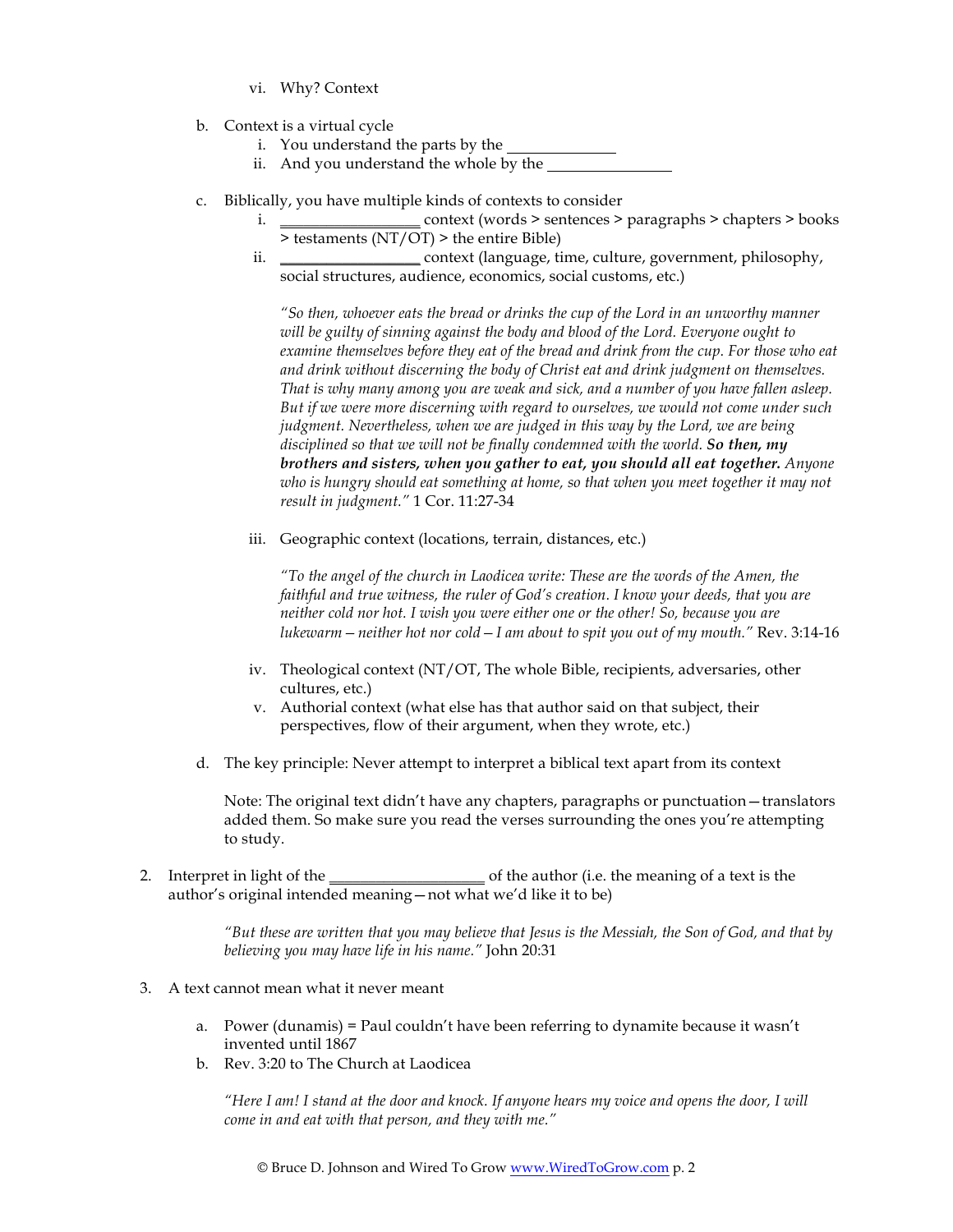vi. Why? Context

b. Context is a virtual cycle
   i. You understand the parts by the ____________
   ii. And you understand the whole by the ______________

c. Biblically, you have multiple kinds of contexts to consider
   i. ________________ context (words > sentences > paragraphs > chapters > books > testaments (NT/OT) > the entire Bible)
   ii. ________________ context (language, time, culture, government, philosophy, social structures, audience, economics, social customs, etc.)

   *"So then, whoever eats the bread or drinks the cup of the Lord in an unworthy manner will be guilty of sinning against the body and blood of the Lord. Everyone ought to examine themselves before they eat of the bread and drink from the cup. For those who eat and drink without discerning the body of Christ eat and drink judgment on themselves. That is why many among you are weak and sick, and a number of you have fallen asleep. But if we were more discerning with regard to ourselves, we would not come under such judgment. Nevertheless, when we are judged in this way by the Lord, we are being disciplined so that we will not be finally condemned with the world.* ***So then, my brothers and sisters, when you gather to eat, you should all eat together.*** *Anyone who is hungry should eat something at home, so that when you meet together it may not result in judgment."* 1 Cor. 11:27-34

   iii. Geographic context (locations, terrain, distances, etc.)

   *"To the angel of the church in Laodicea write: These are the words of the Amen, the faithful and true witness, the ruler of God's creation. I know your deeds, that you are neither cold nor hot. I wish you were either one or the other! So, because you are lukewarm—neither hot nor cold—I am about to spit you out of my mouth."* Rev. 3:14-16

   iv. Theological context (NT/OT, The whole Bible, recipients, adversaries, other cultures, etc.)
   v. Authorial context (what else has that author said on that subject, their perspectives, flow of their argument, when they wrote, etc.)

d. The key principle: Never attempt to interpret a biblical text apart from its context

   Note: The original text didn't have any chapters, paragraphs or punctuation—translators added them. So make sure you read the verses surrounding the ones you're attempting to study.

2. Interpret in light of the __________________ of the author (i.e. the meaning of a text is the author's original intended meaning—not what we'd like it to be)

   *"But these are written that you may believe that Jesus is the Messiah, the Son of God, and that by believing you may have life in his name."* John 20:31

3. A text cannot mean what it never meant

   a. Power (dunamis) = Paul couldn't have been referring to dynamite because it wasn't invented until 1867
   b. Rev. 3:20 to The Church at Laodicea

   *"Here I am! I stand at the door and knock. If anyone hears my voice and opens the door, I will come in and eat with that person, and they with me."*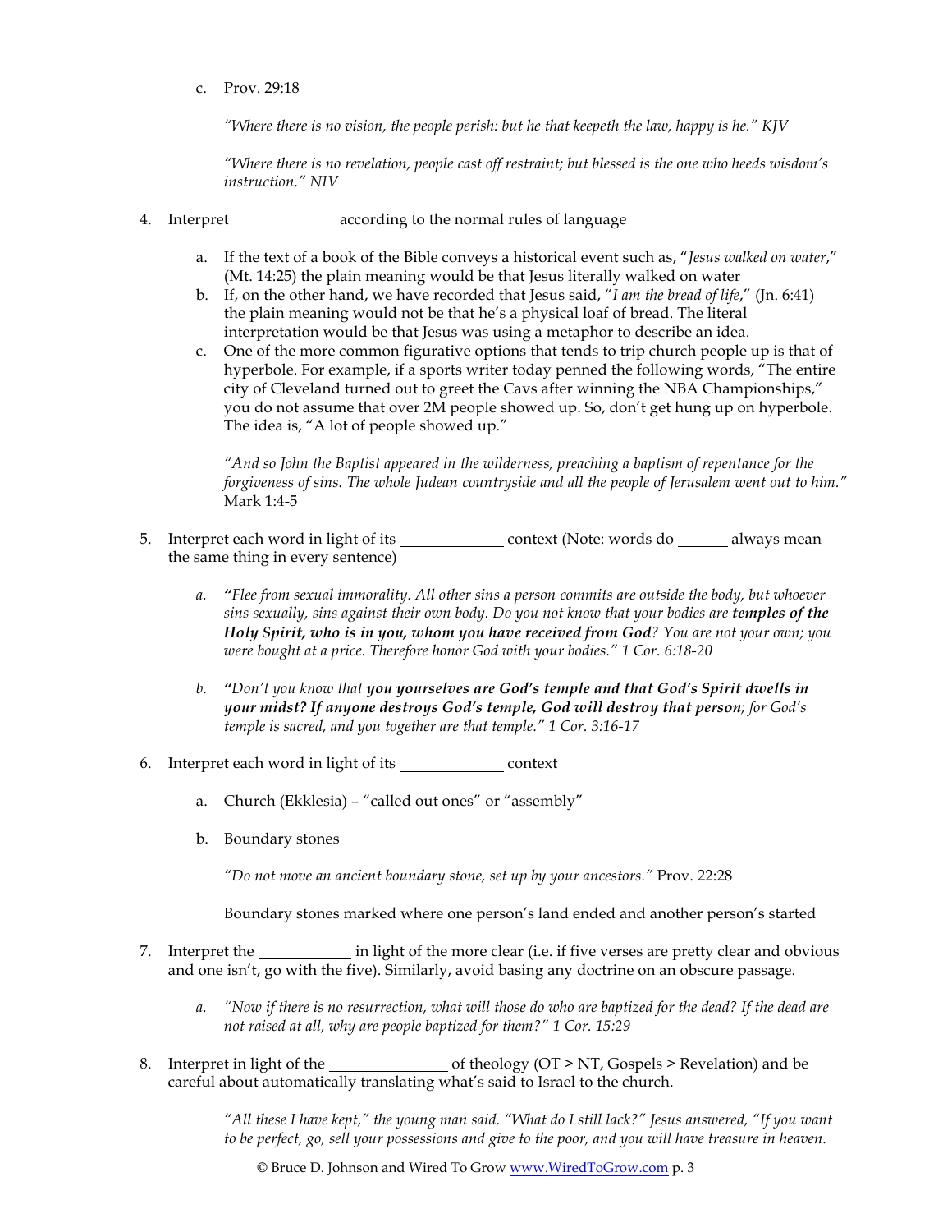c. Prov. 29:18

*"Where there is no vision, the people perish: but he that keepeth the law, happy is he." KJV*

*"Where there is no revelation, people cast off restraint; but blessed is the one who heeds wisdom's instruction." NIV*

4. Interpret \_\_\_\_\_\_\_\_\_\_\_\_ according to the normal rules of language

   a. If the text of a book of the Bible conveys a historical event such as, "*Jesus walked on water*," (Mt. 14:25) the plain meaning would be that Jesus literally walked on water
   b. If, on the other hand, we have recorded that Jesus said, "*I am the bread of life*," (Jn. 6:41) the plain meaning would not be that he's a physical loaf of bread. The literal interpretation would be that Jesus was using a metaphor to describe an idea.
   c. One of the more common figurative options that tends to trip church people up is that of hyperbole. For example, if a sports writer today penned the following words, "The entire city of Cleveland turned out to greet the Cavs after winning the NBA Championships," you do not assume that over 2M people showed up. So, don't get hung up on hyperbole. The idea is, "A lot of people showed up."

   *"And so John the Baptist appeared in the wilderness, preaching a baptism of repentance for the forgiveness of sins. The whole Judean countryside and all the people of Jerusalem went out to him."* Mark 1:4-5

5. Interpret each word in light of its \_\_\_\_\_\_\_\_\_\_\_\_ context (Note: words do \_\_\_\_\_\_ always mean the same thing in every sentence)

   a. ***"****Flee from sexual immorality. All other sins a person commits are outside the body, but whoever sins sexually, sins against their own body. Do you not know that your bodies are* ***temples of the Holy Spirit, who is in you, whom you have received from God****? You are not your own; you were bought at a price. Therefore honor God with your bodies." 1 Cor. 6:18-20*

   b. ***"****Don't you know that* ***you yourselves are God's temple and that God's Spirit dwells in your midst? If anyone destroys God's temple, God will destroy that person****; for God's temple is sacred, and you together are that temple." 1 Cor. 3:16-17*

6. Interpret each word in light of its \_\_\_\_\_\_\_\_\_\_\_\_ context

   a. Church (Ekklesia) – "called out ones" or "assembly"

   b. Boundary stones

   *"Do not move an ancient boundary stone, set up by your ancestors."* Prov. 22:28

   Boundary stones marked where one person's land ended and another person's started

7. Interpret the \_\_\_\_\_\_\_\_\_\_\_ in light of the more clear (i.e. if five verses are pretty clear and obvious and one isn't, go with the five). Similarly, avoid basing any doctrine on an obscure passage.

   a. *"Now if there is no resurrection, what will those do who are baptized for the dead? If the dead are not raised at all, why are people baptized for them?" 1 Cor. 15:29*

8. Interpret in light of the \_\_\_\_\_\_\_\_\_\_\_\_\_\_ of theology (OT > NT, Gospels > Revelation) and be careful about automatically translating what's said to Israel to the church.

   *"All these I have kept," the young man said. "What do I still lack?" Jesus answered, "If you want to be perfect, go, sell your possessions and give to the poor, and you will have treasure in heaven.*

© Bruce D. Johnson and Wired To Grow www.WiredToGrow.com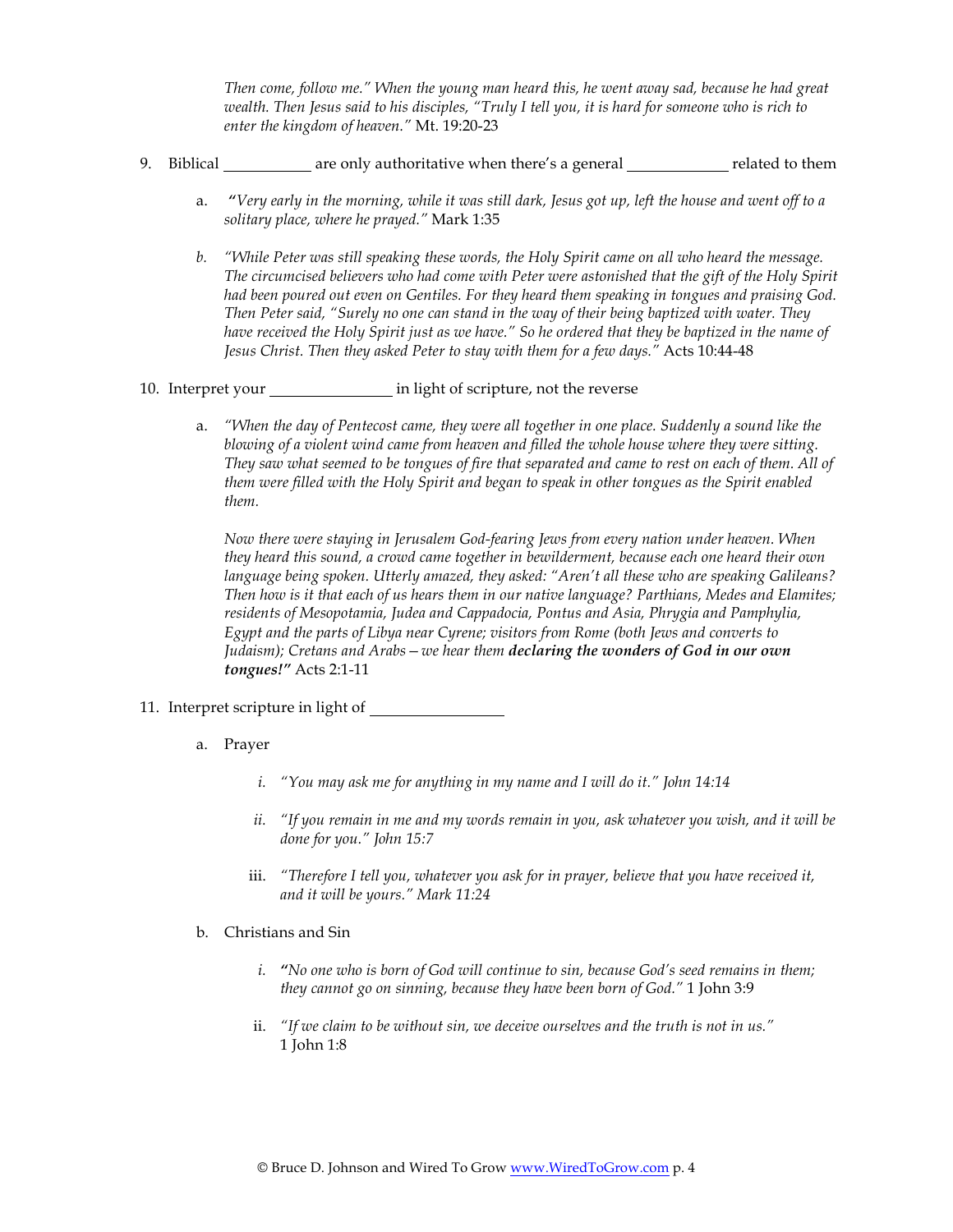*Then come, follow me." When the young man heard this, he went away sad, because he had great wealth. Then Jesus said to his disciples, "Truly I tell you, it is hard for someone who is rich to enter the kingdom of heaven."* Mt. 19:20-23

9. Biblical ___________ are only authoritative when there's a general _____________ related to them

    a. **"***Very early in the morning, while it was still dark, Jesus got up, left the house and went off to a solitary place, where he prayed."* Mark 1:35

    b. *"While Peter was still speaking these words, the Holy Spirit came on all who heard the message. The circumcised believers who had come with Peter were astonished that the gift of the Holy Spirit had been poured out even on Gentiles. For they heard them speaking in tongues and praising God. Then Peter said, "Surely no one can stand in the way of their being baptized with water. They have received the Holy Spirit just as we have." So he ordered that they be baptized in the name of Jesus Christ. Then they asked Peter to stay with them for a few days."* Acts 10:44-48

10. Interpret your ________________ in light of scripture, not the reverse

    a. *"When the day of Pentecost came, they were all together in one place. Suddenly a sound like the blowing of a violent wind came from heaven and filled the whole house where they were sitting. They saw what seemed to be tongues of fire that separated and came to rest on each of them. All of them were filled with the Holy Spirit and began to speak in other tongues as the Spirit enabled them.*

       *Now there were staying in Jerusalem God-fearing Jews from every nation under heaven. When they heard this sound, a crowd came together in bewilderment, because each one heard their own language being spoken. Utterly amazed, they asked: "Aren't all these who are speaking Galileans? Then how is it that each of us hears them in our native language? Parthians, Medes and Elamites; residents of Mesopotamia, Judea and Cappadocia, Pontus and Asia, Phrygia and Pamphylia, Egypt and the parts of Libya near Cyrene; visitors from Rome (both Jews and converts to Judaism); Cretans and Arabs—we hear them* ***declaring the wonders of God in our own tongues!"*** Acts 2:1-11

11. Interpret scripture in light of _________________

    a. Prayer

        i. *"You may ask me for anything in my name and I will do it." John 14:14*

        ii. *"If you remain in me and my words remain in you, ask whatever you wish, and it will be done for you." John 15:7*

        iii. *"Therefore I tell you, whatever you ask for in prayer, believe that you have received it, and it will be yours." Mark 11:24*

    b. Christians and Sin

        i. **"***No one who is born of God will continue to sin, because God's seed remains in them; they cannot go on sinning, because they have been born of God."* 1 John 3:9

        ii. *"If we claim to be without sin, we deceive ourselves and the truth is not in us."* 1 John 1:8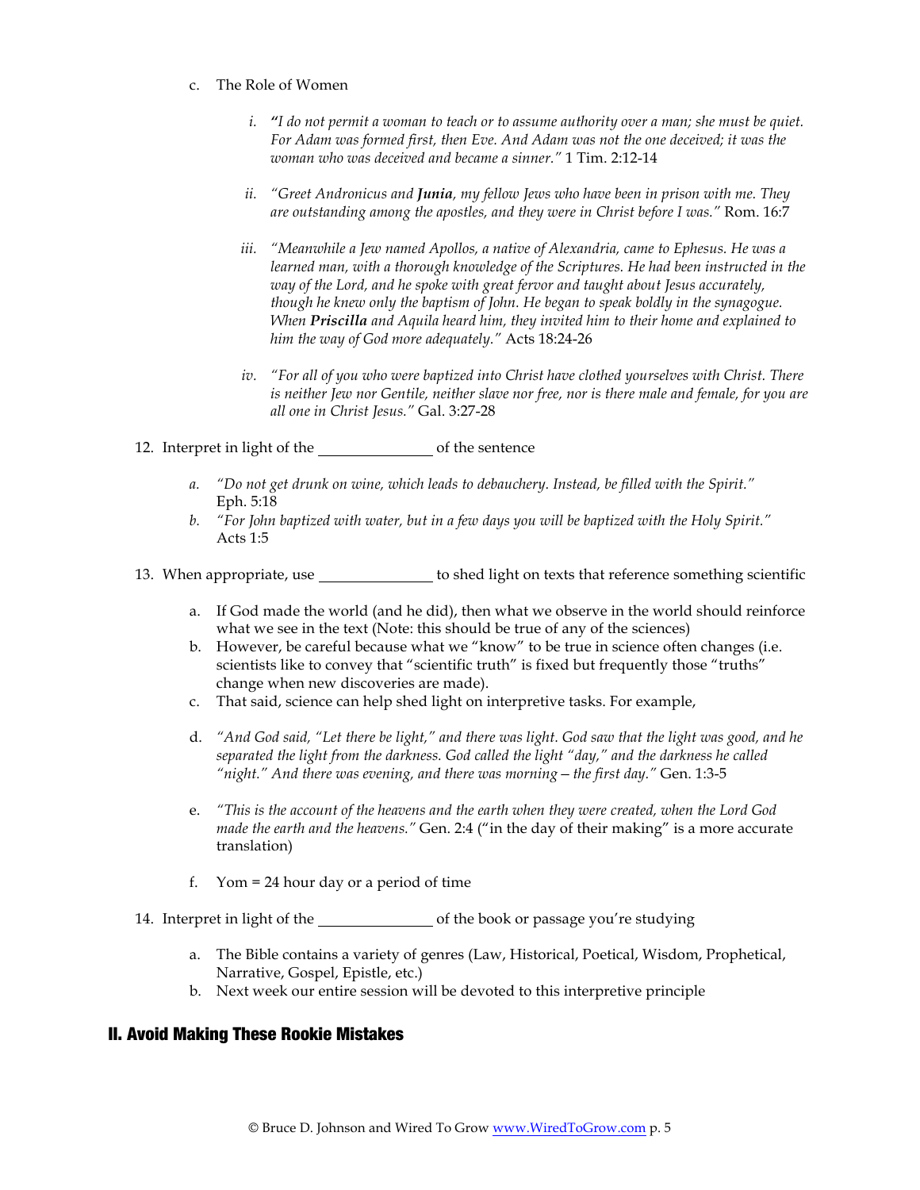c. The Role of Women

   i. *"I do not permit a woman to teach or to assume authority over a man; she must be quiet. For Adam was formed first, then Eve. And Adam was not the one deceived; it was the woman who was deceived and became a sinner."* 1 Tim. 2:12-14

   ii. *"Greet Andronicus and **Junia**, my fellow Jews who have been in prison with me. They are outstanding among the apostles, and they were in Christ before I was."* Rom. 16:7

   iii. *"Meanwhile a Jew named Apollos, a native of Alexandria, came to Ephesus. He was a learned man, with a thorough knowledge of the Scriptures. He had been instructed in the way of the Lord, and he spoke with great fervor and taught about Jesus accurately, though he knew only the baptism of John. He began to speak boldly in the synagogue. When **Priscilla** and Aquila heard him, they invited him to their home and explained to him the way of God more adequately."* Acts 18:24-26

   iv. *"For all of you who were baptized into Christ have clothed yourselves with Christ. There is neither Jew nor Gentile, neither slave nor free, nor is there male and female, for you are all one in Christ Jesus."* Gal. 3:27-28

12. Interpret in light of the ______________ of the sentence

    a. *"Do not get drunk on wine, which leads to debauchery. Instead, be filled with the Spirit."* Eph. 5:18
    b. *"For John baptized with water, but in a few days you will be baptized with the Holy Spirit."* Acts 1:5

13. When appropriate, use ______________ to shed light on texts that reference something scientific

    a. If God made the world (and he did), then what we observe in the world should reinforce what we see in the text (Note: this should be true of any of the sciences)
    b. However, be careful because what we "know" to be true in science often changes (i.e. scientists like to convey that "scientific truth" is fixed but frequently those "truths" change when new discoveries are made).
    c. That said, science can help shed light on interpretive tasks. For example,
    d. *"And God said, "Let there be light," and there was light. God saw that the light was good, and he separated the light from the darkness. God called the light "day," and the darkness he called "night." And there was evening, and there was morning – the first day."* Gen. 1:3-5
    e. *"This is the account of the heavens and the earth when they were created, when the Lord God made the earth and the heavens."* Gen. 2:4 ("in the day of their making" is a more accurate translation)
    f. Yom = 24 hour day or a period of time

14. Interpret in light of the ______________ of the book or passage you're studying

    a. The Bible contains a variety of genres (Law, Historical, Poetical, Wisdom, Prophetical, Narrative, Gospel, Epistle, etc.)
    b. Next week our entire session will be devoted to this interpretive principle

## II. Avoid Making These Rookie Mistakes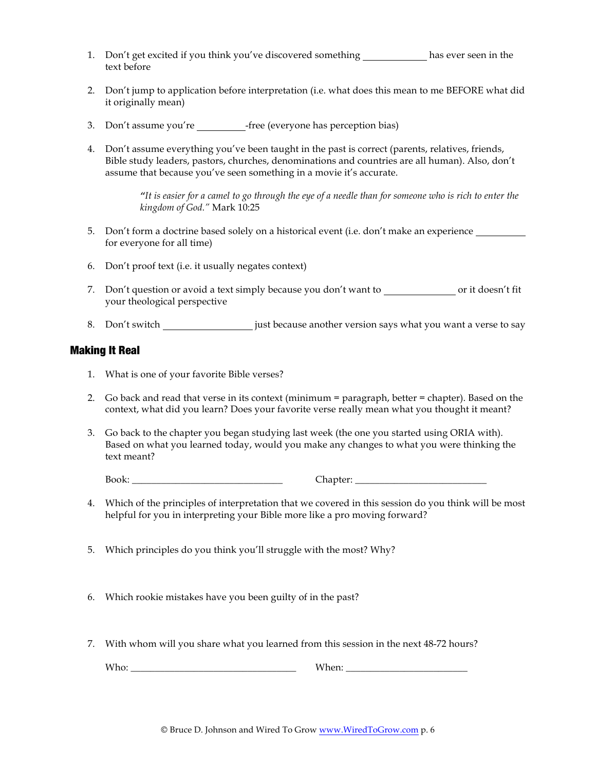1. Don't get excited if you think you've discovered something ____________ has ever seen in the text before

2. Don't jump to application before interpretation (i.e. what does this mean to me BEFORE what did it originally mean)

3. Don't assume you're __________-free (everyone has perception bias)

4. Don't assume everything you've been taught in the past is correct (parents, relatives, friends, Bible study leaders, pastors, churches, denominations and countries are all human). Also, don't assume that because you've seen something in a movie it's accurate.

   > *"It is easier for a camel to go through the eye of a needle than for someone who is rich to enter the kingdom of God."* Mark 10:25

5. Don't form a doctrine based solely on a historical event (i.e. don't make an experience __________ for everyone for all time)

6. Don't proof text (i.e. it usually negates context)

7. Don't question or avoid a text simply because you don't want to ______________ or it doesn't fit your theological perspective

8. Don't switch __________________ just because another version says what you want a verse to say

## Making It Real

1. What is one of your favorite Bible verses?

2. Go back and read that verse in its context (minimum = paragraph, better = chapter). Based on the context, what did you learn? Does your favorite verse really mean what you thought it meant?

3. Go back to the chapter you began studying last week (the one you started using ORIA with). Based on what you learned today, would you make any changes to what you were thinking the text meant?

   Book: ______________________________ Chapter: __________________________

4. Which of the principles of interpretation that we covered in this session do you think will be most helpful for you in interpreting your Bible more like a pro moving forward?

5. Which principles do you think you'll struggle with the most? Why?

6. Which rookie mistakes have you been guilty of in the past?

7. With whom will you share what you learned from this session in the next 48-72 hours?

   Who: __________________________________ When: ________________________

© Bruce D. Johnson and Wired To Grow www.WiredToGrow.com